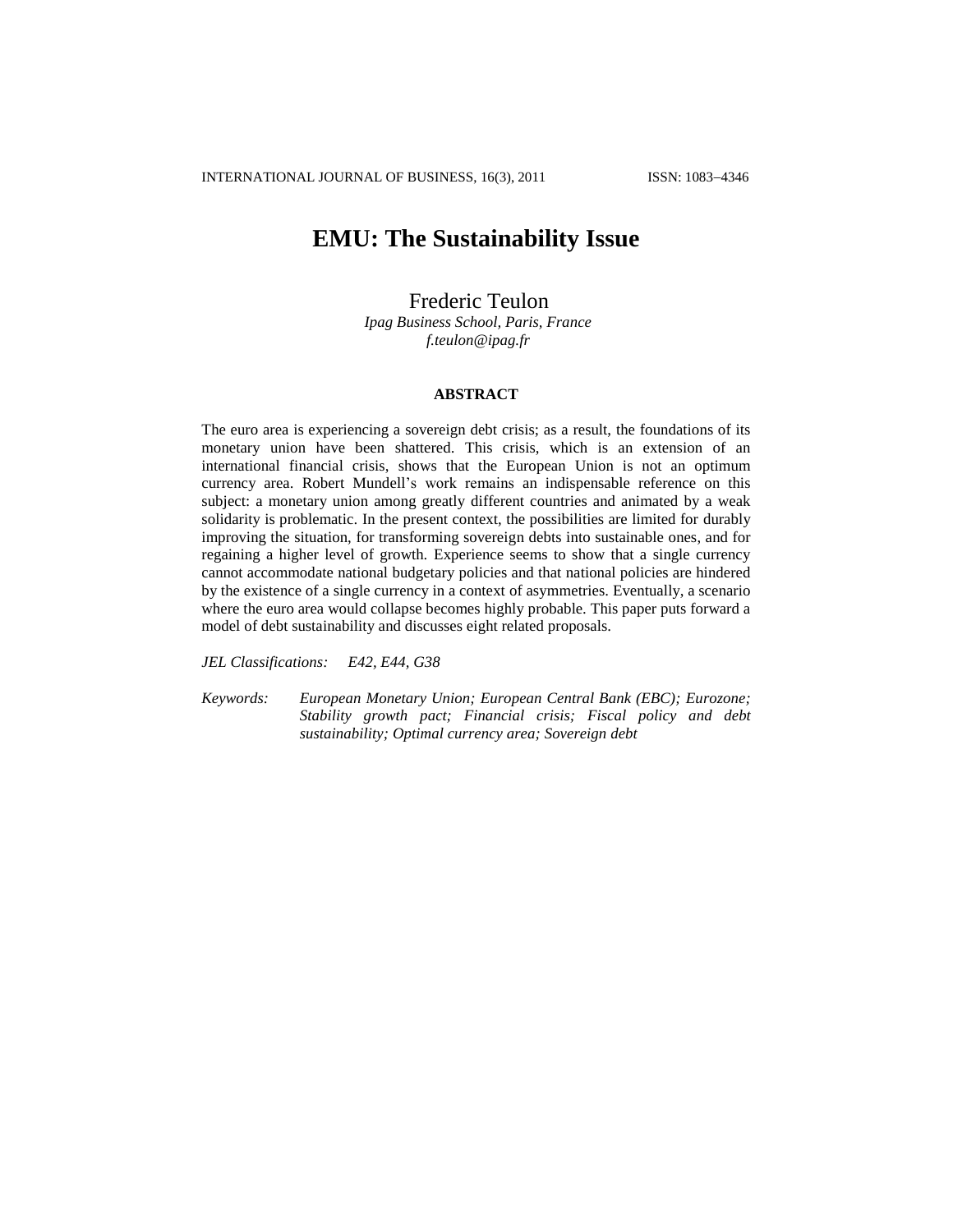# EMU: The Sustainability Issue

Frederic Teulon  
*Ipag Business School, Paris, France*  
*f.teulon@ipag.fr*

### ABSTRACT

The euro area is experiencing a sovereign debt crisis; as a result, the foundations of its monetary union have been shattered. This crisis, which is an extension of an international financial crisis, shows that the European Union is not an optimum currency area. Robert Mundell's work remains an indispensable reference on this subject: a monetary union among greatly different countries and animated by a weak solidarity is problematic. In the present context, the possibilities are limited for durably improving the situation, for transforming sovereign debts into sustainable ones, and for regaining a higher level of growth. Experience seems to show that a single currency cannot accommodate national budgetary policies and that national policies are hindered by the existence of a single currency in a context of asymmetries. Eventually, a scenario where the euro area would collapse becomes highly probable. This paper puts forward a model of debt sustainability and discusses eight related proposals.

*JEL Classifications:* *E42, E44, G38*

*Keywords:* *European Monetary Union; European Central Bank (EBC); Eurozone; Stability growth pact; Financial crisis; Fiscal policy and debt sustainability; Optimal currency area; Sovereign debt*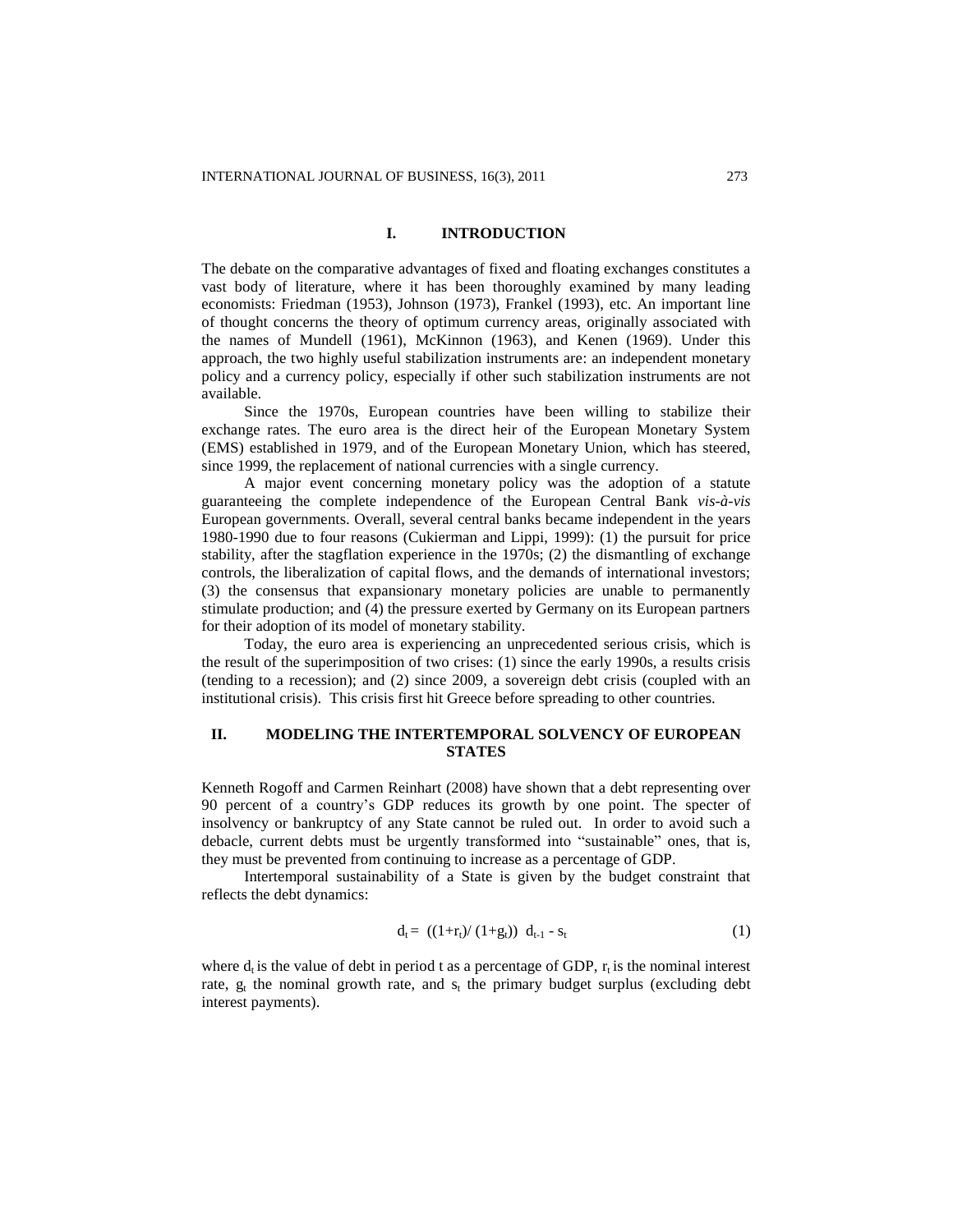## I. INTRODUCTION

The debate on the comparative advantages of fixed and floating exchanges constitutes a vast body of literature, where it has been thoroughly examined by many leading economists: Friedman (1953), Johnson (1973), Frankel (1993), etc. An important line of thought concerns the theory of optimum currency areas, originally associated with the names of Mundell (1961), McKinnon (1963), and Kenen (1969). Under this approach, the two highly useful stabilization instruments are: an independent monetary policy and a currency policy, especially if other such stabilization instruments are not available.

Since the 1970s, European countries have been willing to stabilize their exchange rates. The euro area is the direct heir of the European Monetary System (EMS) established in 1979, and of the European Monetary Union, which has steered, since 1999, the replacement of national currencies with a single currency.

A major event concerning monetary policy was the adoption of a statute guaranteeing the complete independence of the European Central Bank *vis-à-vis* European governments. Overall, several central banks became independent in the years 1980-1990 due to four reasons (Cukierman and Lippi, 1999): (1) the pursuit for price stability, after the stagflation experience in the 1970s; (2) the dismantling of exchange controls, the liberalization of capital flows, and the demands of international investors; (3) the consensus that expansionary monetary policies are unable to permanently stimulate production; and (4) the pressure exerted by Germany on its European partners for their adoption of its model of monetary stability.

Today, the euro area is experiencing an unprecedented serious crisis, which is the result of the superimposition of two crises: (1) since the early 1990s, a results crisis (tending to a recession); and (2) since 2009, a sovereign debt crisis (coupled with an institutional crisis). This crisis first hit Greece before spreading to other countries.

## II. MODELING THE INTERTEMPORAL SOLVENCY OF EUROPEAN STATES

Kenneth Rogoff and Carmen Reinhart (2008) have shown that a debt representing over 90 percent of a country's GDP reduces its growth by one point. The specter of insolvency or bankruptcy of any State cannot be ruled out. In order to avoid such a debacle, current debts must be urgently transformed into "sustainable" ones, that is, they must be prevented from continuing to increase as a percentage of GDP.

Intertemporal sustainability of a State is given by the budget constraint that reflects the debt dynamics:

$$d_t = ((1+r_t)/(1+g_t))\ d_{t-1} - s_t \tag{1}$$

where $d_t$ is the value of debt in period t as a percentage of GDP, $r_t$ is the nominal interest rate, $g_t$ the nominal growth rate, and $s_t$ the primary budget surplus (excluding debt interest payments).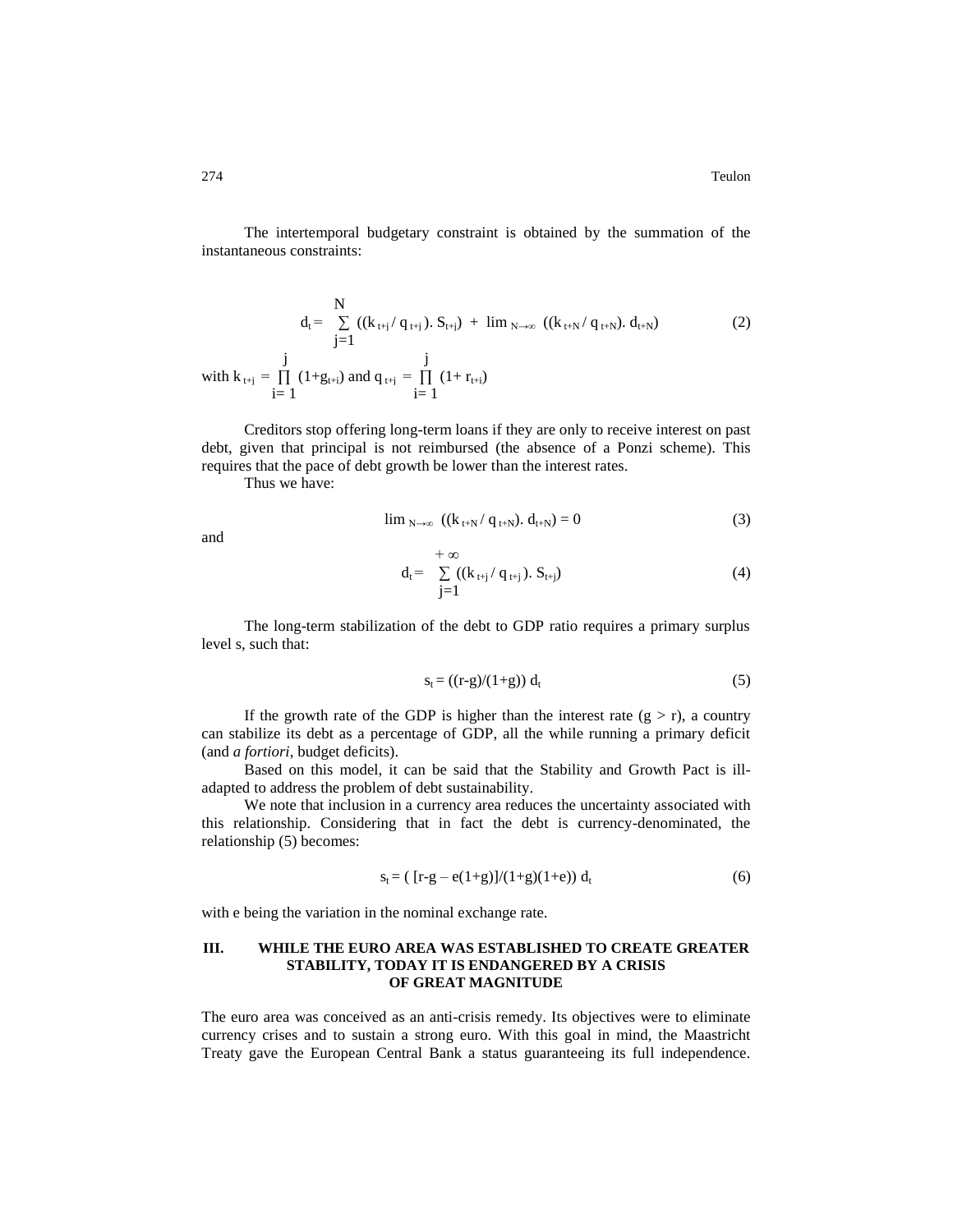The intertemporal budgetary constraint is obtained by the summation of the instantaneous constraints:

$$d_t = \sum_{j=1}^{N} ((k_{t+j} / q_{t+j}). S_{t+j}) + \lim_{N\to\infty} ((k_{t+N} / q_{t+N}). d_{t+N}) \quad (2)$$

with $k_{t+j} = \prod_{i=1}^{j} (1+g_{t+i})$ and $q_{t+j} = \prod_{i=1}^{j} (1+ r_{t+i})$

Creditors stop offering long-term loans if they are only to receive interest on past debt, given that principal is not reimbursed (the absence of a Ponzi scheme). This requires that the pace of debt growth be lower than the interest rates.

Thus we have:

$$\lim_{N\to\infty} ((k_{t+N} / q_{t+N}). d_{t+N}) = 0 \quad (3)$$

and

$$d_t = \sum_{j=1}^{+\infty} ((k_{t+j} / q_{t+j}). S_{t+j}) \quad (4)$$

The long-term stabilization of the debt to GDP ratio requires a primary surplus level s, such that:

$$s_t = ((r-g)/(1+g))\, d_t \quad (5)$$

If the growth rate of the GDP is higher than the interest rate ($g > r$), a country can stabilize its debt as a percentage of GDP, all the while running a primary deficit (and *a fortiori*, budget deficits).

Based on this model, it can be said that the Stability and Growth Pact is ill-adapted to address the problem of debt sustainability.

We note that inclusion in a currency area reduces the uncertainty associated with this relationship. Considering that in fact the debt is currency-denominated, the relationship (5) becomes:

$$s_t = ( [r-g - e(1+g)]/(1+g)(1+e))\, d_t \quad (6)$$

with e being the variation in the nominal exchange rate.

## III. WHILE THE EURO AREA WAS ESTABLISHED TO CREATE GREATER STABILITY, TODAY IT IS ENDANGERED BY A CRISIS OF GREAT MAGNITUDE

The euro area was conceived as an anti-crisis remedy. Its objectives were to eliminate currency crises and to sustain a strong euro. With this goal in mind, the Maastricht Treaty gave the European Central Bank a status guaranteeing its full independence.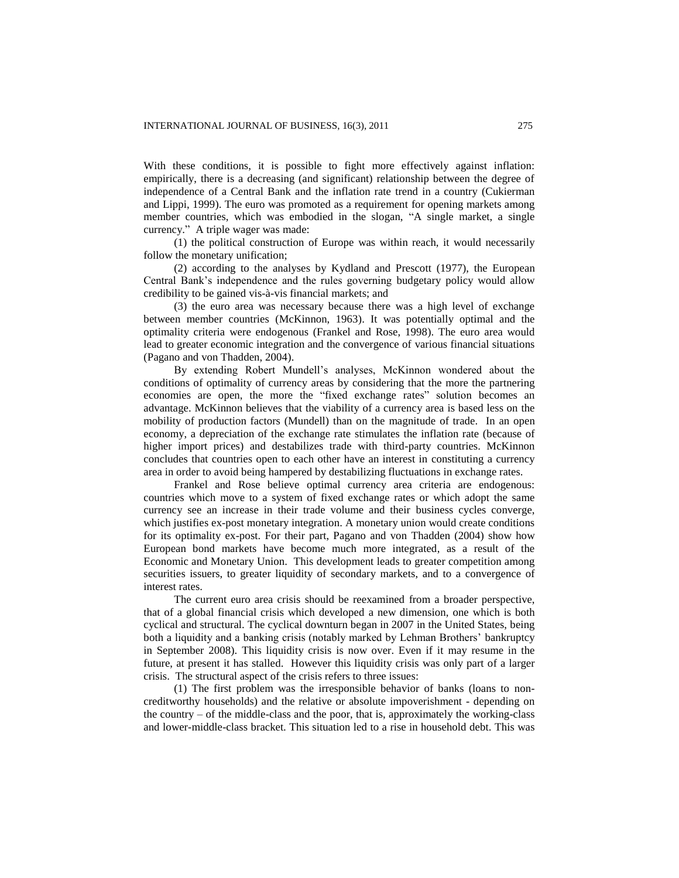With these conditions, it is possible to fight more effectively against inflation: empirically, there is a decreasing (and significant) relationship between the degree of independence of a Central Bank and the inflation rate trend in a country (Cukierman and Lippi, 1999). The euro was promoted as a requirement for opening markets among member countries, which was embodied in the slogan, “A single market, a single currency.” A triple wager was made:

(1) the political construction of Europe was within reach, it would necessarily follow the monetary unification;

(2) according to the analyses by Kydland and Prescott (1977), the European Central Bank’s independence and the rules governing budgetary policy would allow credibility to be gained vis-à-vis financial markets; and

(3) the euro area was necessary because there was a high level of exchange between member countries (McKinnon, 1963). It was potentially optimal and the optimality criteria were endogenous (Frankel and Rose, 1998). The euro area would lead to greater economic integration and the convergence of various financial situations (Pagano and von Thadden, 2004).

By extending Robert Mundell’s analyses, McKinnon wondered about the conditions of optimality of currency areas by considering that the more the partnering economies are open, the more the “fixed exchange rates” solution becomes an advantage. McKinnon believes that the viability of a currency area is based less on the mobility of production factors (Mundell) than on the magnitude of trade. In an open economy, a depreciation of the exchange rate stimulates the inflation rate (because of higher import prices) and destabilizes trade with third-party countries. McKinnon concludes that countries open to each other have an interest in constituting a currency area in order to avoid being hampered by destabilizing fluctuations in exchange rates.

Frankel and Rose believe optimal currency area criteria are endogenous: countries which move to a system of fixed exchange rates or which adopt the same currency see an increase in their trade volume and their business cycles converge, which justifies ex-post monetary integration. A monetary union would create conditions for its optimality ex-post. For their part, Pagano and von Thadden (2004) show how European bond markets have become much more integrated, as a result of the Economic and Monetary Union. This development leads to greater competition among securities issuers, to greater liquidity of secondary markets, and to a convergence of interest rates.

The current euro area crisis should be reexamined from a broader perspective, that of a global financial crisis which developed a new dimension, one which is both cyclical and structural. The cyclical downturn began in 2007 in the United States, being both a liquidity and a banking crisis (notably marked by Lehman Brothers’ bankruptcy in September 2008). This liquidity crisis is now over. Even if it may resume in the future, at present it has stalled. However this liquidity crisis was only part of a larger crisis. The structural aspect of the crisis refers to three issues:

(1) The first problem was the irresponsible behavior of banks (loans to non-creditworthy households) and the relative or absolute impoverishment - depending on the country – of the middle-class and the poor, that is, approximately the working-class and lower-middle-class bracket. This situation led to a rise in household debt. This was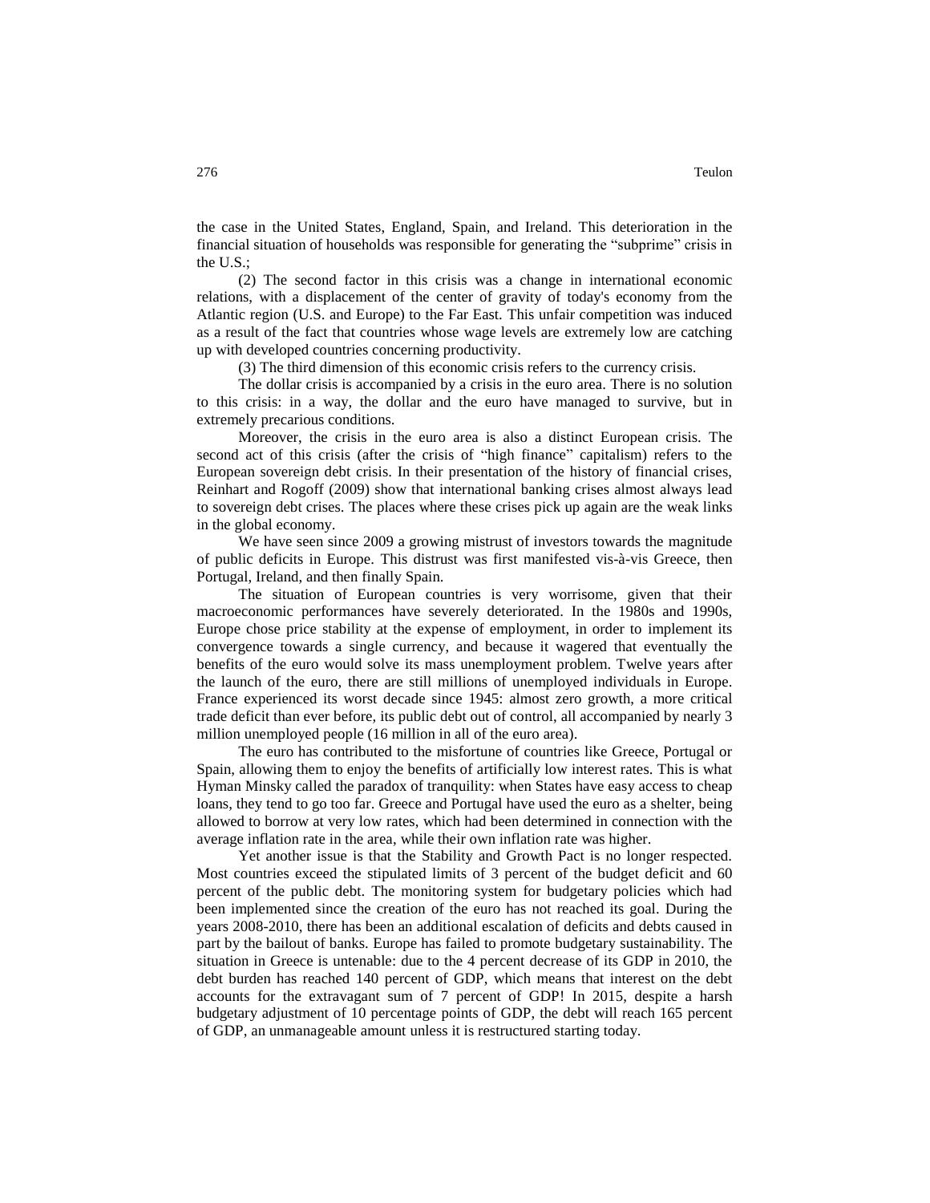the case in the United States, England, Spain, and Ireland. This deterioration in the financial situation of households was responsible for generating the "subprime" crisis in the U.S.;

(2) The second factor in this crisis was a change in international economic relations, with a displacement of the center of gravity of today's economy from the Atlantic region (U.S. and Europe) to the Far East. This unfair competition was induced as a result of the fact that countries whose wage levels are extremely low are catching up with developed countries concerning productivity.

(3) The third dimension of this economic crisis refers to the currency crisis.

The dollar crisis is accompanied by a crisis in the euro area. There is no solution to this crisis: in a way, the dollar and the euro have managed to survive, but in extremely precarious conditions.

Moreover, the crisis in the euro area is also a distinct European crisis. The second act of this crisis (after the crisis of "high finance" capitalism) refers to the European sovereign debt crisis. In their presentation of the history of financial crises, Reinhart and Rogoff (2009) show that international banking crises almost always lead to sovereign debt crises. The places where these crises pick up again are the weak links in the global economy.

We have seen since 2009 a growing mistrust of investors towards the magnitude of public deficits in Europe. This distrust was first manifested vis-à-vis Greece, then Portugal, Ireland, and then finally Spain.

The situation of European countries is very worrisome, given that their macroeconomic performances have severely deteriorated. In the 1980s and 1990s, Europe chose price stability at the expense of employment, in order to implement its convergence towards a single currency, and because it wagered that eventually the benefits of the euro would solve its mass unemployment problem. Twelve years after the launch of the euro, there are still millions of unemployed individuals in Europe. France experienced its worst decade since 1945: almost zero growth, a more critical trade deficit than ever before, its public debt out of control, all accompanied by nearly 3 million unemployed people (16 million in all of the euro area).

The euro has contributed to the misfortune of countries like Greece, Portugal or Spain, allowing them to enjoy the benefits of artificially low interest rates. This is what Hyman Minsky called the paradox of tranquility: when States have easy access to cheap loans, they tend to go too far. Greece and Portugal have used the euro as a shelter, being allowed to borrow at very low rates, which had been determined in connection with the average inflation rate in the area, while their own inflation rate was higher.

Yet another issue is that the Stability and Growth Pact is no longer respected. Most countries exceed the stipulated limits of 3 percent of the budget deficit and 60 percent of the public debt. The monitoring system for budgetary policies which had been implemented since the creation of the euro has not reached its goal. During the years 2008-2010, there has been an additional escalation of deficits and debts caused in part by the bailout of banks. Europe has failed to promote budgetary sustainability. The situation in Greece is untenable: due to the 4 percent decrease of its GDP in 2010, the debt burden has reached 140 percent of GDP, which means that interest on the debt accounts for the extravagant sum of 7 percent of GDP! In 2015, despite a harsh budgetary adjustment of 10 percentage points of GDP, the debt will reach 165 percent of GDP, an unmanageable amount unless it is restructured starting today.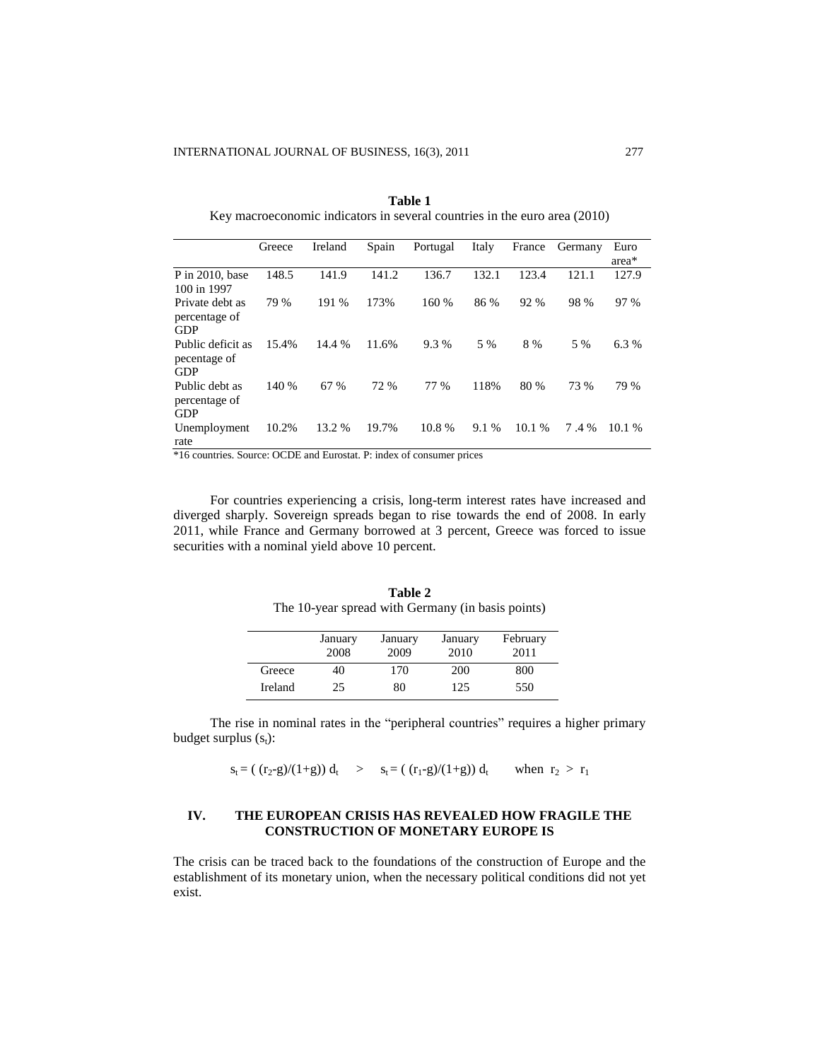**Table 1**

Key macroeconomic indicators in several countries in the euro area (2010)

| | Greece | Ireland | Spain | Portugal | Italy | France | Germany | Euro area* |
|---|---|---|---|---|---|---|---|---|
| P in 2010, base 100 in 1997 | 148.5 | 141.9 | 141.2 | 136.7 | 132.1 | 123.4 | 121.1 | 127.9 |
| Private debt as percentage of GDP | 79 % | 191 % | 173% | 160 % | 86 % | 92 % | 98 % | 97 % |
| Public deficit as pecentage of GDP | 15.4% | 14.4 % | 11.6% | 9.3 % | 5 % | 8 % | 5 % | 6.3 % |
| Public debt as percentage of GDP | 140 % | 67 % | 72 % | 77 % | 118% | 80 % | 73 % | 79 % |
| Unemployment rate | 10.2% | 13.2 % | 19.7% | 10.8 % | 9.1 % | 10.1 % | 7 .4 % | 10.1 % |

*16 countries. Source: OCDE and Eurostat. P: index of consumer prices

For countries experiencing a crisis, long-term interest rates have increased and diverged sharply. Sovereign spreads began to rise towards the end of 2008. In early 2011, while France and Germany borrowed at 3 percent, Greece was forced to issue securities with a nominal yield above 10 percent.

**Table 2**

The 10-year spread with Germany (in basis points)

| | January 2008 | January 2009 | January 2010 | February 2011 |
|---|---|---|---|---|
| Greece | 40 | 170 | 200 | 800 |
| Ireland | 25 | 80 | 125 | 550 |

The rise in nominal rates in the "peripheral countries" requires a higher primary budget surplus ($s_t$):

$$s_t = ( (r_2\text{-}g)/(1+g))\ d_t \quad > \quad s_t = ( (r_1\text{-}g)/(1+g))\ d_t \qquad \text{when } r_2 > r_1$$

## IV. THE EUROPEAN CRISIS HAS REVEALED HOW FRAGILE THE CONSTRUCTION OF MONETARY EUROPE IS

The crisis can be traced back to the foundations of the construction of Europe and the establishment of its monetary union, when the necessary political conditions did not yet exist.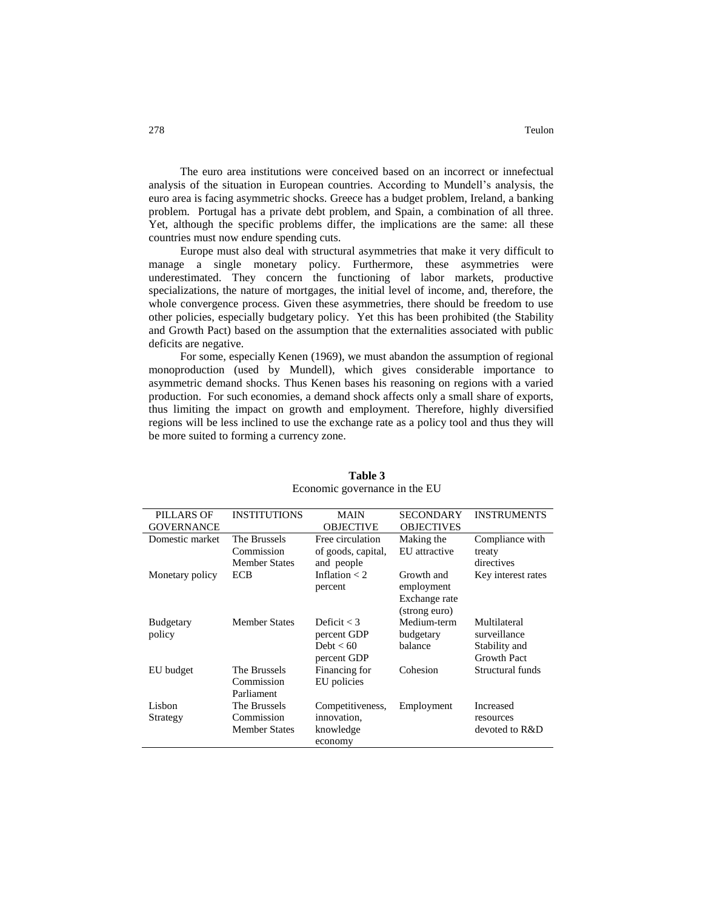The euro area institutions were conceived based on an incorrect or innefectual analysis of the situation in European countries. According to Mundell's analysis, the euro area is facing asymmetric shocks. Greece has a budget problem, Ireland, a banking problem. Portugal has a private debt problem, and Spain, a combination of all three. Yet, although the specific problems differ, the implications are the same: all these countries must now endure spending cuts.

Europe must also deal with structural asymmetries that make it very difficult to manage a single monetary policy. Furthermore, these asymmetries were underestimated. They concern the functioning of labor markets, productive specializations, the nature of mortgages, the initial level of income, and, therefore, the whole convergence process. Given these asymmetries, there should be freedom to use other policies, especially budgetary policy. Yet this has been prohibited (the Stability and Growth Pact) based on the assumption that the externalities associated with public deficits are negative.

For some, especially Kenen (1969), we must abandon the assumption of regional monoproduction (used by Mundell), which gives considerable importance to asymmetric demand shocks. Thus Kenen bases his reasoning on regions with a varied production. For such economies, a demand shock affects only a small share of exports, thus limiting the impact on growth and employment. Therefore, highly diversified regions will be less inclined to use the exchange rate as a policy tool and thus they will be more suited to forming a currency zone.

**Table 3**
Economic governance in the EU

| PILLARS OF GOVERNANCE | INSTITUTIONS | MAIN OBJECTIVE | SECONDARY OBJECTIVES | INSTRUMENTS |
|---|---|---|---|---|
| Domestic market | The Brussels Commission Member States | Free circulation of goods, capital, and people | Making the EU attractive | Compliance with treaty directives |
| Monetary policy | ECB | Inflation < 2 percent | Growth and employment Exchange rate (strong euro) | Key interest rates |
| Budgetary policy | Member States | Deficit < 3 percent GDP Debt < 60 percent GDP | Medium-term budgetary balance | Multilateral surveillance Stability and Growth Pact |
| EU budget | The Brussels Commission Parliament | Financing for EU policies | Cohesion | Structural funds |
| Lisbon Strategy | The Brussels Commission Member States | Competitiveness, innovation, knowledge economy | Employment | Increased resources devoted to R&D |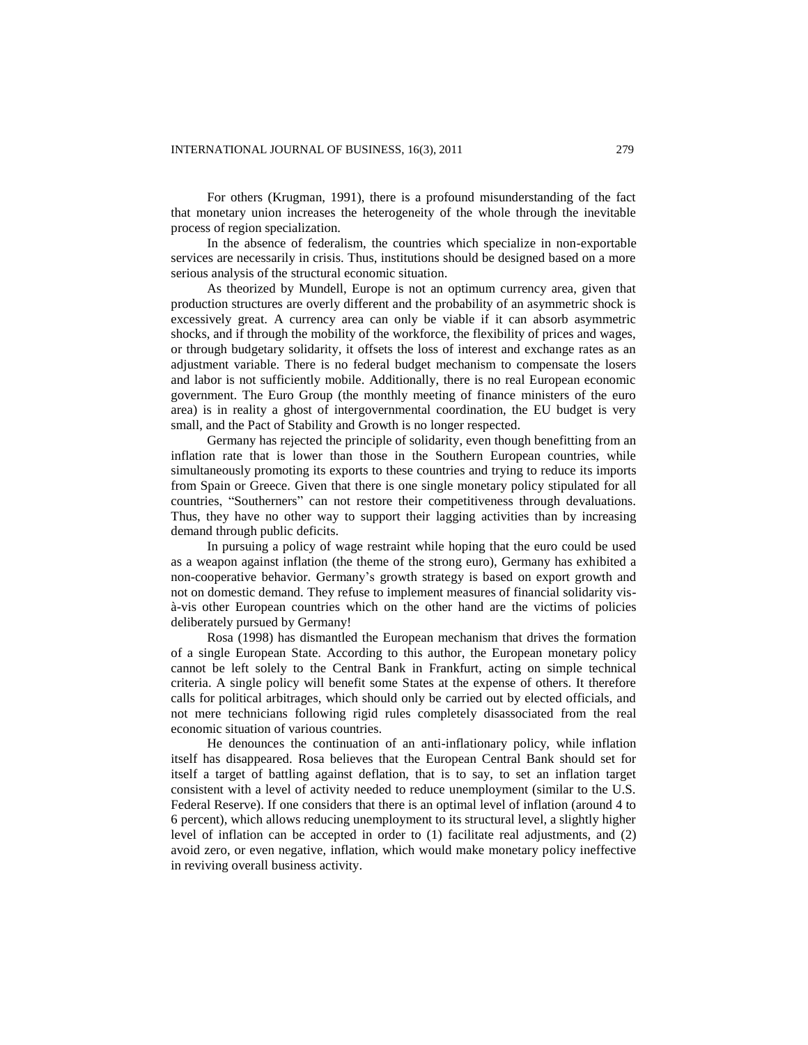For others (Krugman, 1991), there is a profound misunderstanding of the fact that monetary union increases the heterogeneity of the whole through the inevitable process of region specialization.

In the absence of federalism, the countries which specialize in non-exportable services are necessarily in crisis. Thus, institutions should be designed based on a more serious analysis of the structural economic situation.

As theorized by Mundell, Europe is not an optimum currency area, given that production structures are overly different and the probability of an asymmetric shock is excessively great. A currency area can only be viable if it can absorb asymmetric shocks, and if through the mobility of the workforce, the flexibility of prices and wages, or through budgetary solidarity, it offsets the loss of interest and exchange rates as an adjustment variable. There is no federal budget mechanism to compensate the losers and labor is not sufficiently mobile. Additionally, there is no real European economic government. The Euro Group (the monthly meeting of finance ministers of the euro area) is in reality a ghost of intergovernmental coordination, the EU budget is very small, and the Pact of Stability and Growth is no longer respected.

Germany has rejected the principle of solidarity, even though benefitting from an inflation rate that is lower than those in the Southern European countries, while simultaneously promoting its exports to these countries and trying to reduce its imports from Spain or Greece. Given that there is one single monetary policy stipulated for all countries, "Southerners" can not restore their competitiveness through devaluations. Thus, they have no other way to support their lagging activities than by increasing demand through public deficits.

In pursuing a policy of wage restraint while hoping that the euro could be used as a weapon against inflation (the theme of the strong euro), Germany has exhibited a non-cooperative behavior. Germany's growth strategy is based on export growth and not on domestic demand. They refuse to implement measures of financial solidarity vis-à-vis other European countries which on the other hand are the victims of policies deliberately pursued by Germany!

Rosa (1998) has dismantled the European mechanism that drives the formation of a single European State. According to this author, the European monetary policy cannot be left solely to the Central Bank in Frankfurt, acting on simple technical criteria. A single policy will benefit some States at the expense of others. It therefore calls for political arbitrages, which should only be carried out by elected officials, and not mere technicians following rigid rules completely disassociated from the real economic situation of various countries.

He denounces the continuation of an anti-inflationary policy, while inflation itself has disappeared. Rosa believes that the European Central Bank should set for itself a target of battling against deflation, that is to say, to set an inflation target consistent with a level of activity needed to reduce unemployment (similar to the U.S. Federal Reserve). If one considers that there is an optimal level of inflation (around 4 to 6 percent), which allows reducing unemployment to its structural level, a slightly higher level of inflation can be accepted in order to (1) facilitate real adjustments, and (2) avoid zero, or even negative, inflation, which would make monetary policy ineffective in reviving overall business activity.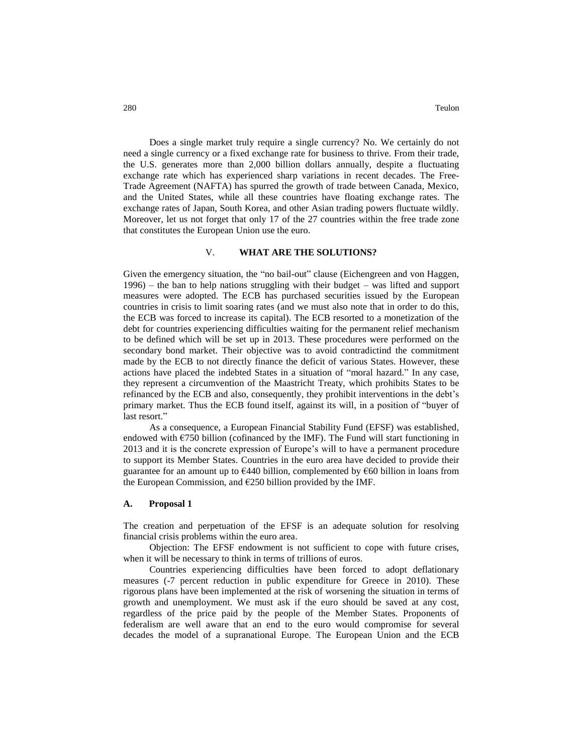Does a single market truly require a single currency? No. We certainly do not need a single currency or a fixed exchange rate for business to thrive. From their trade, the U.S. generates more than 2,000 billion dollars annually, despite a fluctuating exchange rate which has experienced sharp variations in recent decades. The Free-Trade Agreement (NAFTA) has spurred the growth of trade between Canada, Mexico, and the United States, while all these countries have floating exchange rates. The exchange rates of Japan, South Korea, and other Asian trading powers fluctuate wildly. Moreover, let us not forget that only 17 of the 27 countries within the free trade zone that constitutes the European Union use the euro.

## V. WHAT ARE THE SOLUTIONS?

Given the emergency situation, the "no bail-out" clause (Eichengreen and von Haggen, 1996) – the ban to help nations struggling with their budget – was lifted and support measures were adopted. The ECB has purchased securities issued by the European countries in crisis to limit soaring rates (and we must also note that in order to do this, the ECB was forced to increase its capital). The ECB resorted to a monetization of the debt for countries experiencing difficulties waiting for the permanent relief mechanism to be defined which will be set up in 2013. These procedures were performed on the secondary bond market. Their objective was to avoid contradictind the commitment made by the ECB to not directly finance the deficit of various States. However, these actions have placed the indebted States in a situation of "moral hazard." In any case, they represent a circumvention of the Maastricht Treaty, which prohibits States to be refinanced by the ECB and also, consequently, they prohibit interventions in the debt's primary market. Thus the ECB found itself, against its will, in a position of "buyer of last resort."

As a consequence, a European Financial Stability Fund (EFSF) was established, endowed with €750 billion (cofinanced by the IMF). The Fund will start functioning in 2013 and it is the concrete expression of Europe's will to have a permanent procedure to support its Member States. Countries in the euro area have decided to provide their guarantee for an amount up to €440 billion, complemented by €60 billion in loans from the European Commission, and €250 billion provided by the IMF.

### A. Proposal 1

The creation and perpetuation of the EFSF is an adequate solution for resolving financial crisis problems within the euro area.

Objection: The EFSF endowment is not sufficient to cope with future crises, when it will be necessary to think in terms of trillions of euros.

Countries experiencing difficulties have been forced to adopt deflationary measures (-7 percent reduction in public expenditure for Greece in 2010). These rigorous plans have been implemented at the risk of worsening the situation in terms of growth and unemployment. We must ask if the euro should be saved at any cost, regardless of the price paid by the people of the Member States. Proponents of federalism are well aware that an end to the euro would compromise for several decades the model of a supranational Europe. The European Union and the ECB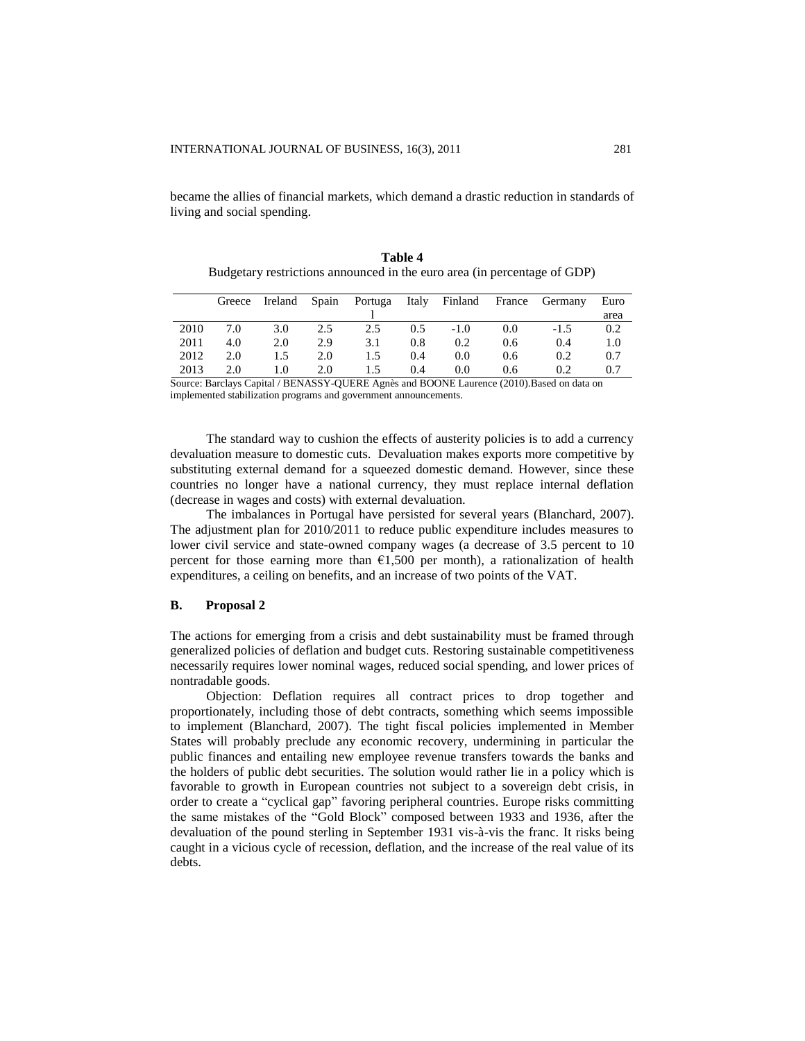became the allies of financial markets, which demand a drastic reduction in standards of living and social spending.

**Table 4**
Budgetary restrictions announced in the euro area (in percentage of GDP)

| | Greece | Ireland | Spain | Portugal | Italy | Finland | France | Germany | Euro area |
|---|---|---|---|---|---|---|---|---|---|
| 2010 | 7.0 | 3.0 | 2.5 | 2.5 | 0.5 | -1.0 | 0.0 | -1.5 | 0.2 |
| 2011 | 4.0 | 2.0 | 2.9 | 3.1 | 0.8 | 0.2 | 0.6 | 0.4 | 1.0 |
| 2012 | 2.0 | 1.5 | 2.0 | 1.5 | 0.4 | 0.0 | 0.6 | 0.2 | 0.7 |
| 2013 | 2.0 | 1.0 | 2.0 | 1.5 | 0.4 | 0.0 | 0.6 | 0.2 | 0.7 |

Source: Barclays Capital / BENASSY-QUERE Agnès and BOONE Laurence (2010).Based on data on implemented stabilization programs and government announcements.

The standard way to cushion the effects of austerity policies is to add a currency devaluation measure to domestic cuts. Devaluation makes exports more competitive by substituting external demand for a squeezed domestic demand. However, since these countries no longer have a national currency, they must replace internal deflation (decrease in wages and costs) with external devaluation.

The imbalances in Portugal have persisted for several years (Blanchard, 2007). The adjustment plan for 2010/2011 to reduce public expenditure includes measures to lower civil service and state-owned company wages (a decrease of 3.5 percent to 10 percent for those earning more than €1,500 per month), a rationalization of health expenditures, a ceiling on benefits, and an increase of two points of the VAT.

### B. Proposal 2

The actions for emerging from a crisis and debt sustainability must be framed through generalized policies of deflation and budget cuts. Restoring sustainable competitiveness necessarily requires lower nominal wages, reduced social spending, and lower prices of nontradable goods.

Objection: Deflation requires all contract prices to drop together and proportionately, including those of debt contracts, something which seems impossible to implement (Blanchard, 2007). The tight fiscal policies implemented in Member States will probably preclude any economic recovery, undermining in particular the public finances and entailing new employee revenue transfers towards the banks and the holders of public debt securities. The solution would rather lie in a policy which is favorable to growth in European countries not subject to a sovereign debt crisis, in order to create a "cyclical gap" favoring peripheral countries. Europe risks committing the same mistakes of the "Gold Block" composed between 1933 and 1936, after the devaluation of the pound sterling in September 1931 vis-à-vis the franc. It risks being caught in a vicious cycle of recession, deflation, and the increase of the real value of its debts.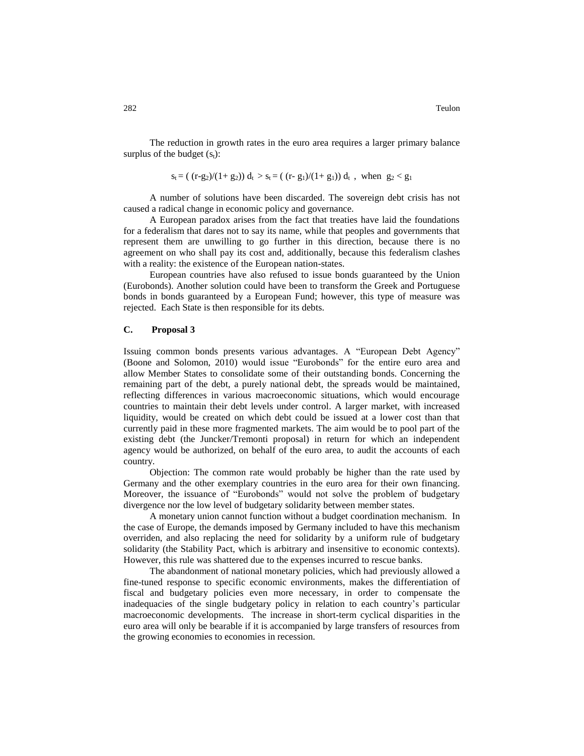The reduction in growth rates in the euro area requires a larger primary balance surplus of the budget ($s_t$):

$$s_t = ( (r-g_2)/(1+ g_2))\, d_t \; > s_t = ( (r- g_1)/(1+ g_1))\, d_t \;, \text{ when } \; g_2 < g_1$$

A number of solutions have been discarded. The sovereign debt crisis has not caused a radical change in economic policy and governance.

A European paradox arises from the fact that treaties have laid the foundations for a federalism that dares not to say its name, while that peoples and governments that represent them are unwilling to go further in this direction, because there is no agreement on who shall pay its cost and, additionally, because this federalism clashes with a reality: the existence of the European nation-states.

European countries have also refused to issue bonds guaranteed by the Union (Eurobonds). Another solution could have been to transform the Greek and Portuguese bonds in bonds guaranteed by a European Fund; however, this type of measure was rejected. Each State is then responsible for its debts.

### C. Proposal 3

Issuing common bonds presents various advantages. A "European Debt Agency" (Boone and Solomon, 2010) would issue "Eurobonds" for the entire euro area and allow Member States to consolidate some of their outstanding bonds. Concerning the remaining part of the debt, a purely national debt, the spreads would be maintained, reflecting differences in various macroeconomic situations, which would encourage countries to maintain their debt levels under control. A larger market, with increased liquidity, would be created on which debt could be issued at a lower cost than that currently paid in these more fragmented markets. The aim would be to pool part of the existing debt (the Juncker/Tremonti proposal) in return for which an independent agency would be authorized, on behalf of the euro area, to audit the accounts of each country.

Objection: The common rate would probably be higher than the rate used by Germany and the other exemplary countries in the euro area for their own financing. Moreover, the issuance of "Eurobonds" would not solve the problem of budgetary divergence nor the low level of budgetary solidarity between member states.

A monetary union cannot function without a budget coordination mechanism. In the case of Europe, the demands imposed by Germany included to have this mechanism overriden, and also replacing the need for solidarity by a uniform rule of budgetary solidarity (the Stability Pact, which is arbitrary and insensitive to economic contexts). However, this rule was shattered due to the expenses incurred to rescue banks.

The abandonment of national monetary policies, which had previously allowed a fine-tuned response to specific economic environments, makes the differentiation of fiscal and budgetary policies even more necessary, in order to compensate the inadequacies of the single budgetary policy in relation to each country's particular macroeconomic developments. The increase in short-term cyclical disparities in the euro area will only be bearable if it is accompanied by large transfers of resources from the growing economies to economies in recession.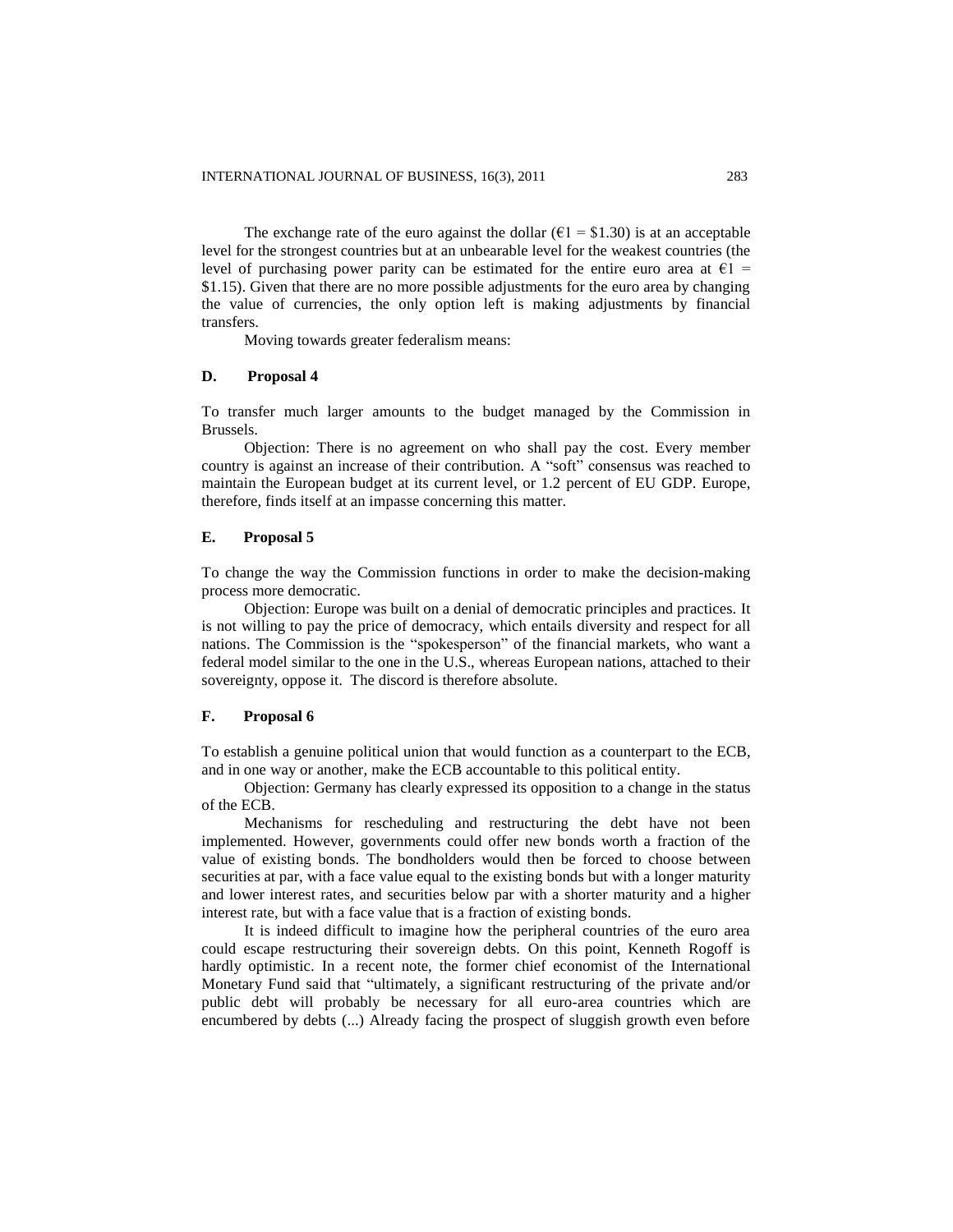The exchange rate of the euro against the dollar (€1 = $1.30) is at an acceptable level for the strongest countries but at an unbearable level for the weakest countries (the level of purchasing power parity can be estimated for the entire euro area at €1 = $1.15). Given that there are no more possible adjustments for the euro area by changing the value of currencies, the only option left is making adjustments by financial transfers.

Moving towards greater federalism means:

### D. Proposal 4

To transfer much larger amounts to the budget managed by the Commission in Brussels.

Objection: There is no agreement on who shall pay the cost. Every member country is against an increase of their contribution. A "soft" consensus was reached to maintain the European budget at its current level, or 1.2 percent of EU GDP. Europe, therefore, finds itself at an impasse concerning this matter.

### E. Proposal 5

To change the way the Commission functions in order to make the decision-making process more democratic.

Objection: Europe was built on a denial of democratic principles and practices. It is not willing to pay the price of democracy, which entails diversity and respect for all nations. The Commission is the "spokesperson" of the financial markets, who want a federal model similar to the one in the U.S., whereas European nations, attached to their sovereignty, oppose it. The discord is therefore absolute.

### F. Proposal 6

To establish a genuine political union that would function as a counterpart to the ECB, and in one way or another, make the ECB accountable to this political entity.

Objection: Germany has clearly expressed its opposition to a change in the status of the ECB.

Mechanisms for rescheduling and restructuring the debt have not been implemented. However, governments could offer new bonds worth a fraction of the value of existing bonds. The bondholders would then be forced to choose between securities at par, with a face value equal to the existing bonds but with a longer maturity and lower interest rates, and securities below par with a shorter maturity and a higher interest rate, but with a face value that is a fraction of existing bonds.

It is indeed difficult to imagine how the peripheral countries of the euro area could escape restructuring their sovereign debts. On this point, Kenneth Rogoff is hardly optimistic. In a recent note, the former chief economist of the International Monetary Fund said that "ultimately, a significant restructuring of the private and/or public debt will probably be necessary for all euro-area countries which are encumbered by debts (...) Already facing the prospect of sluggish growth even before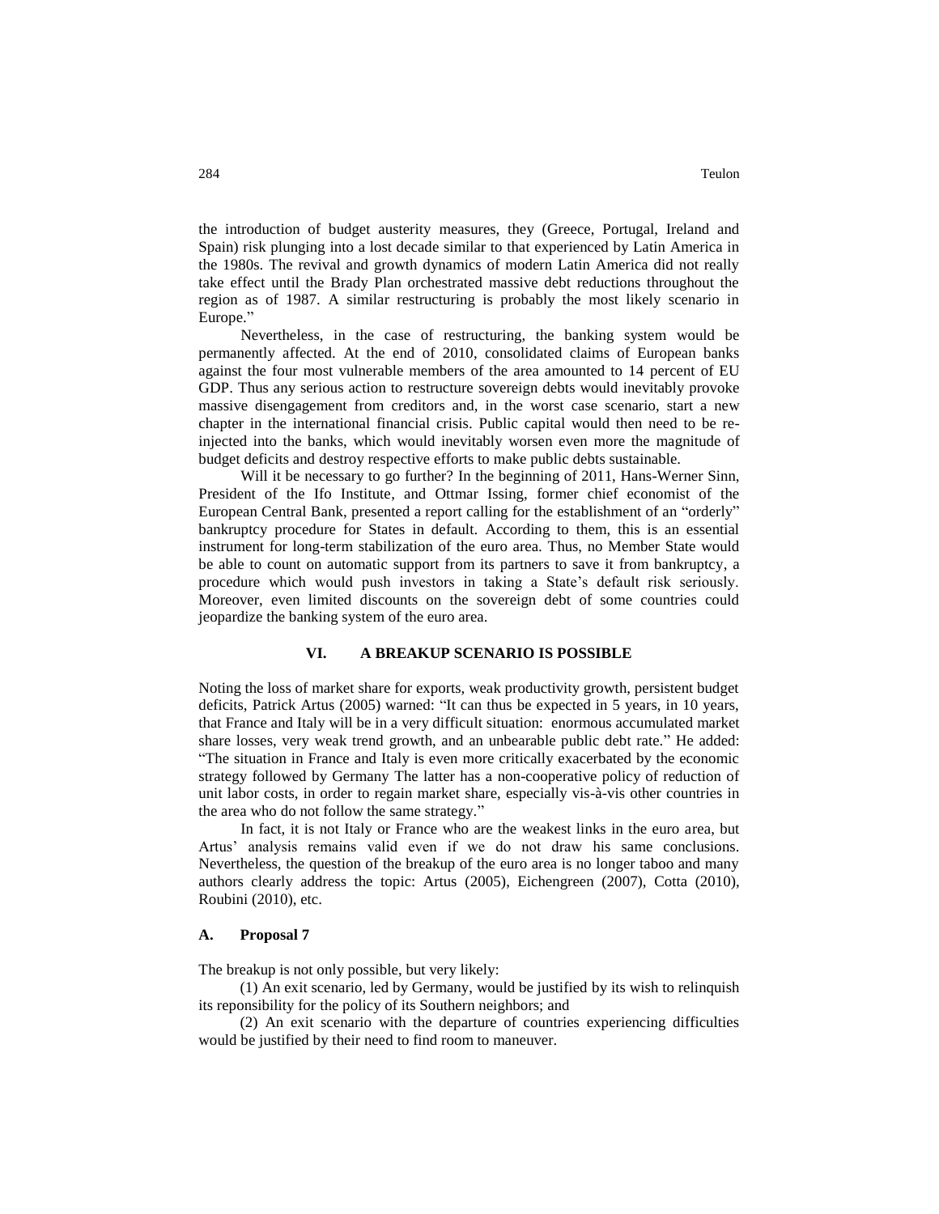the introduction of budget austerity measures, they (Greece, Portugal, Ireland and Spain) risk plunging into a lost decade similar to that experienced by Latin America in the 1980s. The revival and growth dynamics of modern Latin America did not really take effect until the Brady Plan orchestrated massive debt reductions throughout the region as of 1987. A similar restructuring is probably the most likely scenario in Europe."

Nevertheless, in the case of restructuring, the banking system would be permanently affected. At the end of 2010, consolidated claims of European banks against the four most vulnerable members of the area amounted to 14 percent of EU GDP. Thus any serious action to restructure sovereign debts would inevitably provoke massive disengagement from creditors and, in the worst case scenario, start a new chapter in the international financial crisis. Public capital would then need to be re-injected into the banks, which would inevitably worsen even more the magnitude of budget deficits and destroy respective efforts to make public debts sustainable.

Will it be necessary to go further? In the beginning of 2011, Hans-Werner Sinn, President of the Ifo Institute, and Ottmar Issing, former chief economist of the European Central Bank, presented a report calling for the establishment of an "orderly" bankruptcy procedure for States in default. According to them, this is an essential instrument for long-term stabilization of the euro area. Thus, no Member State would be able to count on automatic support from its partners to save it from bankruptcy, a procedure which would push investors in taking a State's default risk seriously. Moreover, even limited discounts on the sovereign debt of some countries could jeopardize the banking system of the euro area.

## VI. A BREAKUP SCENARIO IS POSSIBLE

Noting the loss of market share for exports, weak productivity growth, persistent budget deficits, Patrick Artus (2005) warned: "It can thus be expected in 5 years, in 10 years, that France and Italy will be in a very difficult situation: enormous accumulated market share losses, very weak trend growth, and an unbearable public debt rate." He added: "The situation in France and Italy is even more critically exacerbated by the economic strategy followed by Germany The latter has a non-cooperative policy of reduction of unit labor costs, in order to regain market share, especially vis-à-vis other countries in the area who do not follow the same strategy."

In fact, it is not Italy or France who are the weakest links in the euro area, but Artus' analysis remains valid even if we do not draw his same conclusions. Nevertheless, the question of the breakup of the euro area is no longer taboo and many authors clearly address the topic: Artus (2005), Eichengreen (2007), Cotta (2010), Roubini (2010), etc.

### A. Proposal 7

The breakup is not only possible, but very likely:

(1) An exit scenario, led by Germany, would be justified by its wish to relinquish its reponsibility for the policy of its Southern neighbors; and

(2) An exit scenario with the departure of countries experiencing difficulties would be justified by their need to find room to maneuver.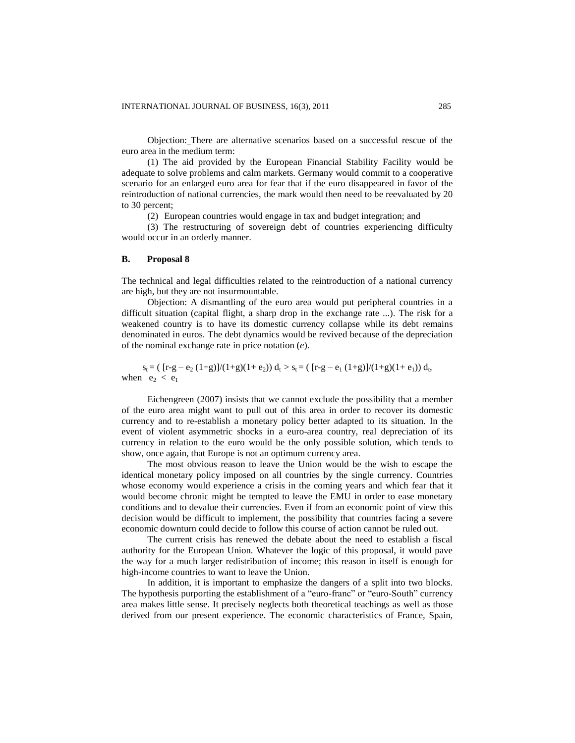Objection: There are alternative scenarios based on a successful rescue of the euro area in the medium term:

(1) The aid provided by the European Financial Stability Facility would be adequate to solve problems and calm markets. Germany would commit to a cooperative scenario for an enlarged euro area for fear that if the euro disappeared in favor of the reintroduction of national currencies, the mark would then need to be reevaluated by 20 to 30 percent;

(2) European countries would engage in tax and budget integration; and

(3) The restructuring of sovereign debt of countries experiencing difficulty would occur in an orderly manner.

## B. Proposal 8

The technical and legal difficulties related to the reintroduction of a national currency are high, but they are not insurmountable.

Objection: A dismantling of the euro area would put peripheral countries in a difficult situation (capital flight, a sharp drop in the exchange rate ...). The risk for a weakened country is to have its domestic currency collapse while its debt remains denominated in euros. The debt dynamics would be revived because of the depreciation of the nominal exchange rate in price notation (*e*).

$$s_t = \left( [r-g - e_2 (1+g)]/(1+g)(1+ e_2)\right) d_t > s_t = \left( [r-g - e_1 (1+g)]/(1+g)(1+ e_1)\right) d_t,$$

when $e_2 < e_1$

Eichengreen (2007) insists that we cannot exclude the possibility that a member of the euro area might want to pull out of this area in order to recover its domestic currency and to re-establish a monetary policy better adapted to its situation. In the event of violent asymmetric shocks in a euro-area country, real depreciation of its currency in relation to the euro would be the only possible solution, which tends to show, once again, that Europe is not an optimum currency area.

The most obvious reason to leave the Union would be the wish to escape the identical monetary policy imposed on all countries by the single currency. Countries whose economy would experience a crisis in the coming years and which fear that it would become chronic might be tempted to leave the EMU in order to ease monetary conditions and to devalue their currencies. Even if from an economic point of view this decision would be difficult to implement, the possibility that countries facing a severe economic downturn could decide to follow this course of action cannot be ruled out.

The current crisis has renewed the debate about the need to establish a fiscal authority for the European Union. Whatever the logic of this proposal, it would pave the way for a much larger redistribution of income; this reason in itself is enough for high-income countries to want to leave the Union.

In addition, it is important to emphasize the dangers of a split into two blocks. The hypothesis purporting the establishment of a "euro-franc" or "euro-South" currency area makes little sense. It precisely neglects both theoretical teachings as well as those derived from our present experience. The economic characteristics of France, Spain,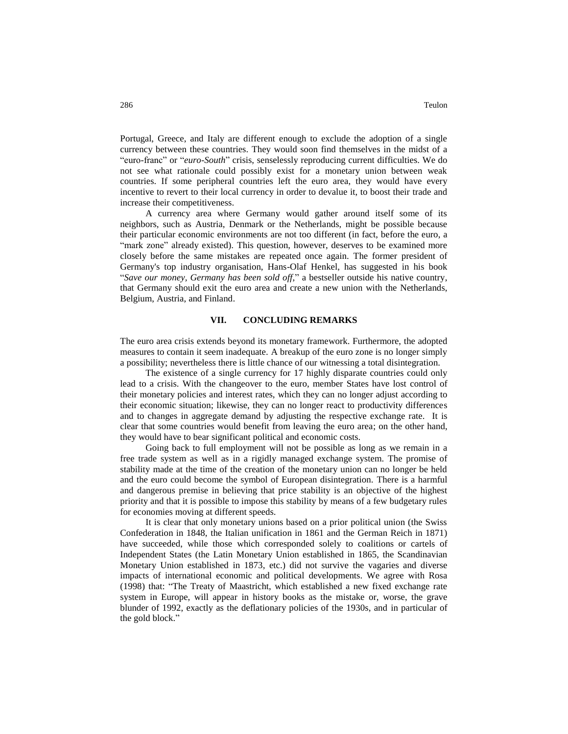Portugal, Greece, and Italy are different enough to exclude the adoption of a single currency between these countries. They would soon find themselves in the midst of a "euro-franc" or "*euro-South*" crisis, senselessly reproducing current difficulties. We do not see what rationale could possibly exist for a monetary union between weak countries. If some peripheral countries left the euro area, they would have every incentive to revert to their local currency in order to devalue it, to boost their trade and increase their competitiveness.

A currency area where Germany would gather around itself some of its neighbors, such as Austria, Denmark or the Netherlands, might be possible because their particular economic environments are not too different (in fact, before the euro, a "mark zone" already existed). This question, however, deserves to be examined more closely before the same mistakes are repeated once again. The former president of Germany's top industry organisation, Hans-Olaf Henkel, has suggested in his book "*Save our money, Germany has been sold off*," a bestseller outside his native country, that Germany should exit the euro area and create a new union with the Netherlands, Belgium, Austria, and Finland.

## VII. CONCLUDING REMARKS

The euro area crisis extends beyond its monetary framework. Furthermore, the adopted measures to contain it seem inadequate. A breakup of the euro zone is no longer simply a possibility; nevertheless there is little chance of our witnessing a total disintegration.

The existence of a single currency for 17 highly disparate countries could only lead to a crisis. With the changeover to the euro, member States have lost control of their monetary policies and interest rates, which they can no longer adjust according to their economic situation; likewise, they can no longer react to productivity differences and to changes in aggregate demand by adjusting the respective exchange rate. It is clear that some countries would benefit from leaving the euro area; on the other hand, they would have to bear significant political and economic costs.

Going back to full employment will not be possible as long as we remain in a free trade system as well as in a rigidly managed exchange system. The promise of stability made at the time of the creation of the monetary union can no longer be held and the euro could become the symbol of European disintegration. There is a harmful and dangerous premise in believing that price stability is an objective of the highest priority and that it is possible to impose this stability by means of a few budgetary rules for economies moving at different speeds.

It is clear that only monetary unions based on a prior political union (the Swiss Confederation in 1848, the Italian unification in 1861 and the German Reich in 1871) have succeeded, while those which corresponded solely to coalitions or cartels of Independent States (the Latin Monetary Union established in 1865, the Scandinavian Monetary Union established in 1873, etc.) did not survive the vagaries and diverse impacts of international economic and political developments. We agree with Rosa (1998) that: "The Treaty of Maastricht, which established a new fixed exchange rate system in Europe, will appear in history books as the mistake or, worse, the grave blunder of 1992, exactly as the deflationary policies of the 1930s, and in particular of the gold block."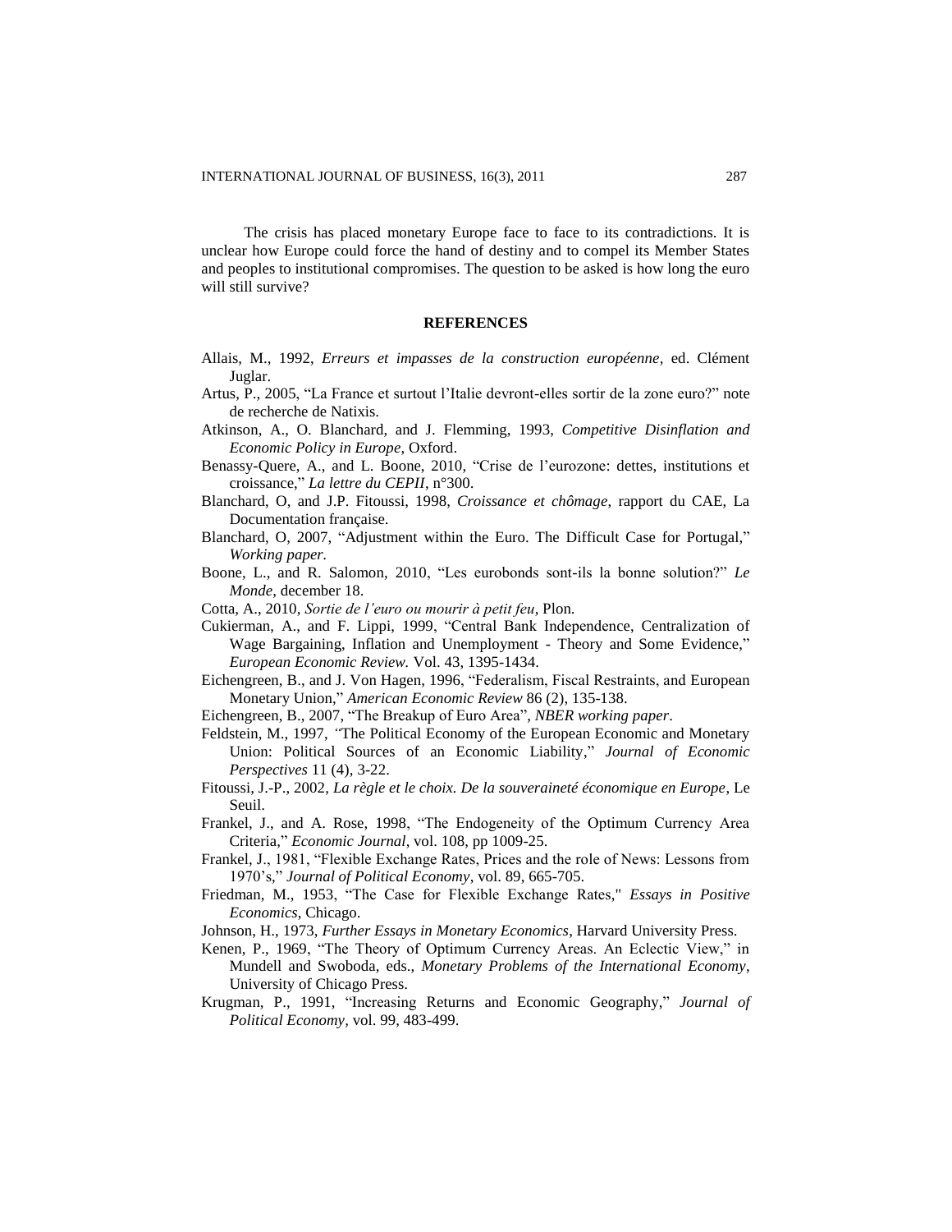The crisis has placed monetary Europe face to face to its contradictions. It is unclear how Europe could force the hand of destiny and to compel its Member States and peoples to institutional compromises. The question to be asked is how long the euro will still survive?

## REFERENCES

Allais, M., 1992, *Erreurs et impasses de la construction européenne*, ed. Clément Juglar.

Artus, P., 2005, "La France et surtout l'Italie devront-elles sortir de la zone euro?" note de recherche de Natixis.

Atkinson, A., O. Blanchard, and J. Flemming, 1993, *Competitive Disinflation and Economic Policy in Europe*, Oxford.

Benassy-Quere, A., and L. Boone, 2010, "Crise de l'eurozone: dettes, institutions et croissance," *La lettre du CEPII*, n°300.

Blanchard, O, and J.P. Fitoussi, 1998, *Croissance et chômage*, rapport du CAE, La Documentation française.

Blanchard, O, 2007, "Adjustment within the Euro. The Difficult Case for Portugal," *Working paper*.

Boone, L., and R. Salomon, 2010, "Les eurobonds sont-ils la bonne solution?" *Le Monde*, december 18.

Cotta, A., 2010, *Sortie de l'euro ou mourir à petit feu*, Plon.

Cukierman, A., and F. Lippi, 1999, "Central Bank Independence, Centralization of Wage Bargaining, Inflation and Unemployment - Theory and Some Evidence," *European Economic Review.* Vol. 43, 1395-1434.

Eichengreen, B., and J. Von Hagen, 1996, "Federalism, Fiscal Restraints, and European Monetary Union," *American Economic Review* 86 (2), 135-138.

Eichengreen, B., 2007, "The Breakup of Euro Area", *NBER working paper*.

Feldstein, M., 1997, "The Political Economy of the European Economic and Monetary Union: Political Sources of an Economic Liability," *Journal of Economic Perspectives* 11 (4), 3-22.

Fitoussi, J.-P., 2002, *La règle et le choix. De la souveraineté économique en Europe*, Le Seuil.

Frankel, J., and A. Rose, 1998, "The Endogeneity of the Optimum Currency Area Criteria," *Economic Journal*, vol. 108, pp 1009-25.

Frankel, J., 1981, "Flexible Exchange Rates, Prices and the role of News: Lessons from 1970's," *Journal of Political Economy*, vol. 89, 665-705.

Friedman, M., 1953, "The Case for Flexible Exchange Rates," *Essays in Positive Economics*, Chicago.

Johnson, H., 1973, *Further Essays in Monetary Economics*, Harvard University Press.

Kenen, P., 1969, "The Theory of Optimum Currency Areas. An Eclectic View," in Mundell and Swoboda, eds., *Monetary Problems of the International Economy*, University of Chicago Press.

Krugman, P., 1991, "Increasing Returns and Economic Geography," *Journal of Political Economy*, vol. 99, 483-499.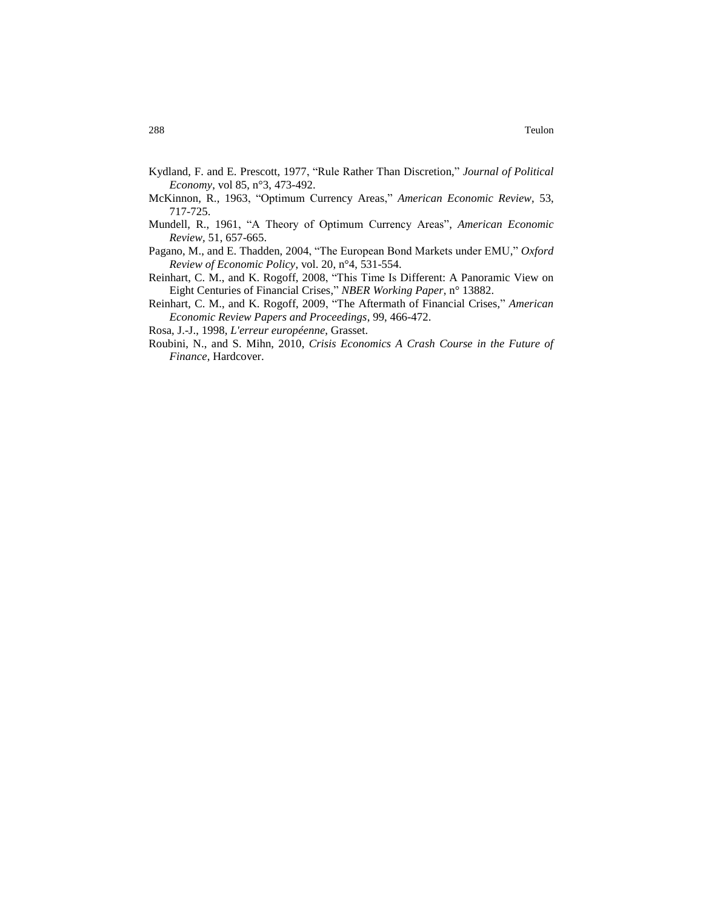Kydland, F. and E. Prescott, 1977, “Rule Rather Than Discretion,” *Journal of Political Economy*, vol 85, n°3, 473-492.

McKinnon, R., 1963, “Optimum Currency Areas,” *American Economic Review*, 53, 717-725.

Mundell, R., 1961, “A Theory of Optimum Currency Areas”, *American Economic Review*, 51, 657-665.

Pagano, M., and E. Thadden, 2004, “The European Bond Markets under EMU,” *Oxford Review of Economic Policy*, vol. 20, n°4, 531-554.

Reinhart, C. M., and K. Rogoff, 2008, “This Time Is Different: A Panoramic View on Eight Centuries of Financial Crises,” *NBER Working Paper*, n° 13882.

Reinhart, C. M., and K. Rogoff, 2009, “The Aftermath of Financial Crises,” *American Economic Review Papers and Proceedings*, 99, 466-472.

Rosa, J.-J., 1998, *L'erreur européenne*, Grasset.

Roubini, N., and S. Mihn, 2010, *Crisis Economics A Crash Course in the Future of Finance*, Hardcover.